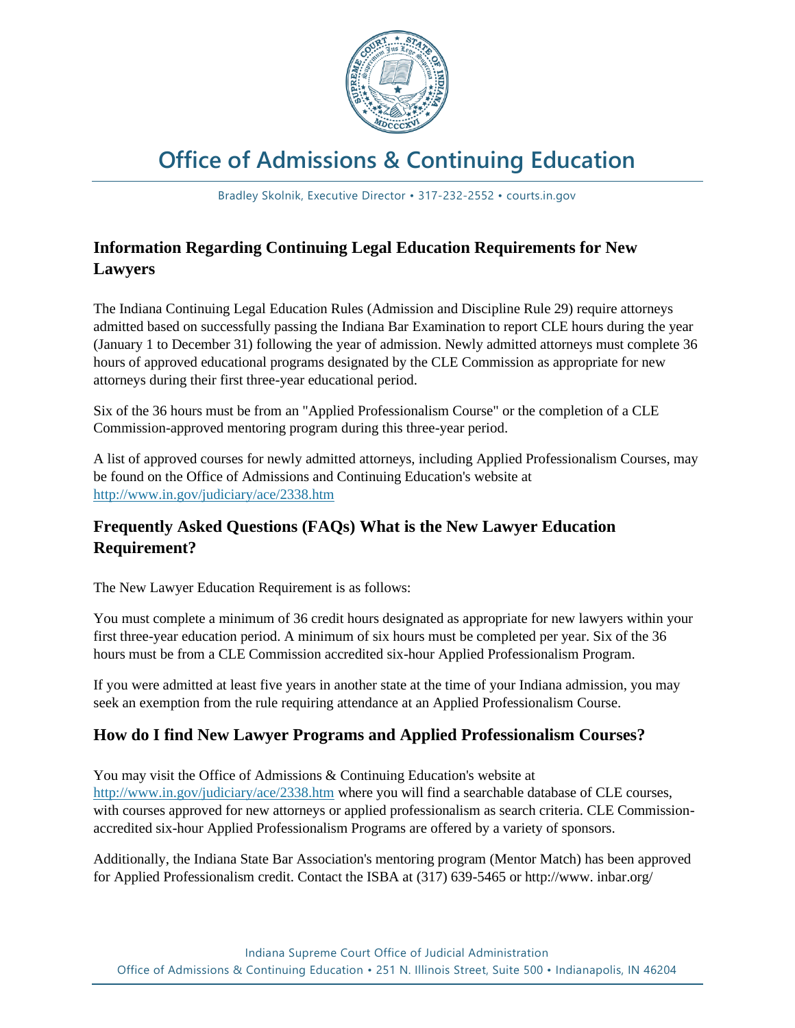# Office of Admissions & Continuing Education

Bradley Skolnik, Executive Director • 317-232-2552 • courts.in.gov

## Information Regarding Continuing Legal Education Requirements for New Lawyers

The Indiana Continuing Legal Education Rules (Admission and Discipline Rule 29) require attorneys admitted based on successfully passing the Indiana Bar Examination to report CLE hours during the year (January 1 to December 31) following the year of admission. Newly admitted attorneys must complete 36 hours of approved educational programs designated by the CLE Commission as appropriate for new attorneys during their first three-year educational period.

Six of the 36 hours must be from an "Applied Professionalism Course" or the completion of a CLE Commission-approved mentoring program during this three-year period.

A list of approved courses for newly admitted attorneys, including Applied Professionalism Courses, may be found on the Office of Admissions and Continuing Education's website at http://www.in.gov/judiciary/ace/2338.htm

## Frequently Asked Questions (FAQs) What is the New Lawyer Education Requirement?

The New Lawyer Education Requirement is as follows:

You must complete a minimum of 36 credit hours designated as appropriate for new lawyers within your first three-year education period. A minimum of six hours must be completed per year. Six of the 36 hours must be from a CLE Commission accredited six-hour Applied Professionalism Program.

If you were admitted at least five years in another state at the time of your Indiana admission, you may seek an exemption from the rule requiring attendance at an Applied Professionalism Course.

## How do I find New Lawyer Programs and Applied Professionalism Courses?

You may visit the Office of Admissions & Continuing Education's website at http://www.in.gov/judiciary/ace/2338.htm where you will find a searchable database of CLE courses, with courses approved for new attorneys or applied professionalism as search criteria. CLE Commission-accredited six-hour Applied Professionalism Programs are offered by a variety of sponsors.

Additionally, the Indiana State Bar Association's mentoring program (Mentor Match) has been approved for Applied Professionalism credit. Contact the ISBA at (317) 639-5465 or http://www. inbar.org/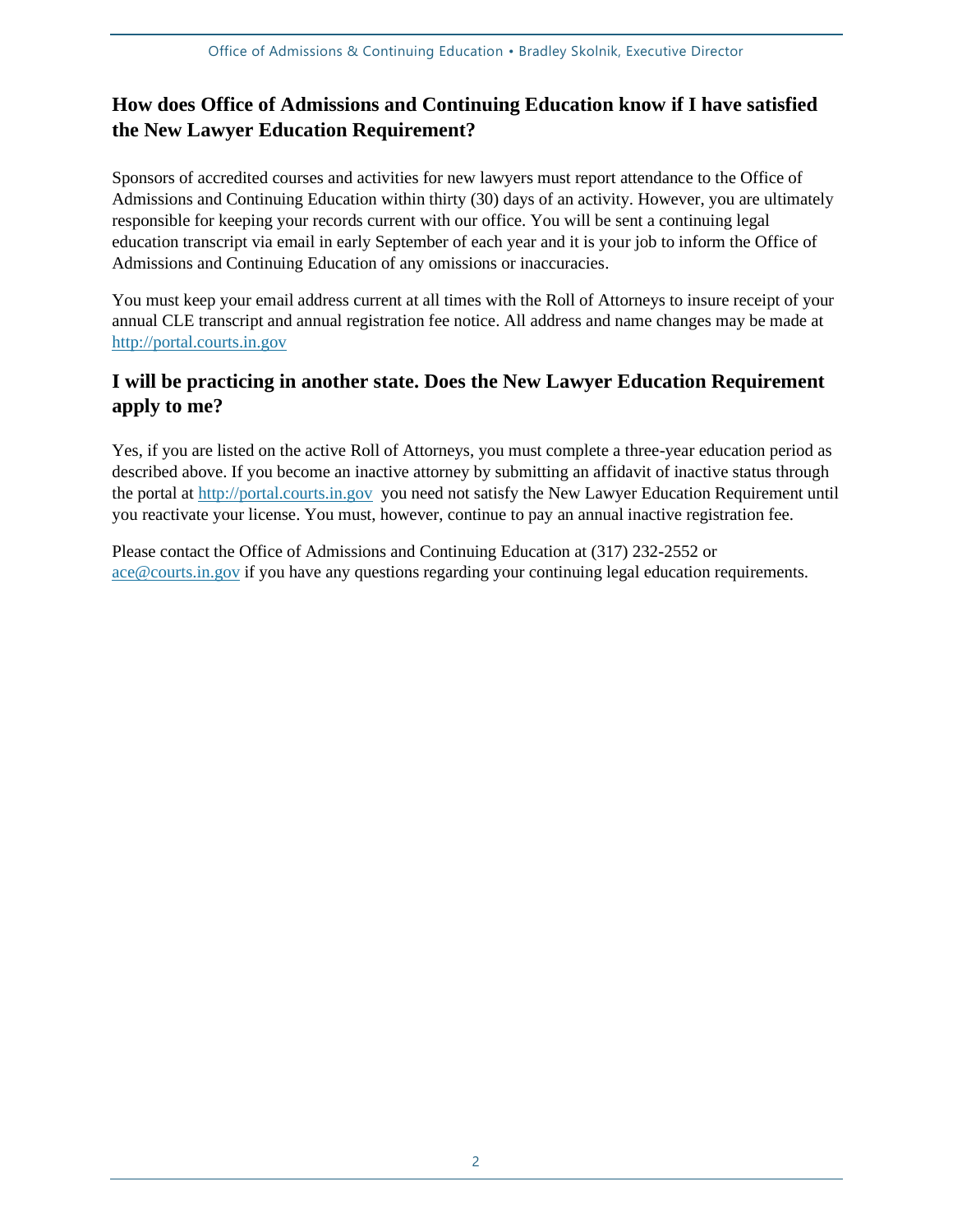## How does Office of Admissions and Continuing Education know if I have satisfied the New Lawyer Education Requirement?

Sponsors of accredited courses and activities for new lawyers must report attendance to the Office of Admissions and Continuing Education within thirty (30) days of an activity. However, you are ultimately responsible for keeping your records current with our office. You will be sent a continuing legal education transcript via email in early September of each year and it is your job to inform the Office of Admissions and Continuing Education of any omissions or inaccuracies.

You must keep your email address current at all times with the Roll of Attorneys to insure receipt of your annual CLE transcript and annual registration fee notice. All address and name changes may be made at http://portal.courts.in.gov

## I will be practicing in another state. Does the New Lawyer Education Requirement apply to me?

Yes, if you are listed on the active Roll of Attorneys, you must complete a three-year education period as described above. If you become an inactive attorney by submitting an affidavit of inactive status through the portal at http://portal.courts.in.gov you need not satisfy the New Lawyer Education Requirement until you reactivate your license. You must, however, continue to pay an annual inactive registration fee.

Please contact the Office of Admissions and Continuing Education at (317) 232-2552 or ace@courts.in.gov if you have any questions regarding your continuing legal education requirements.